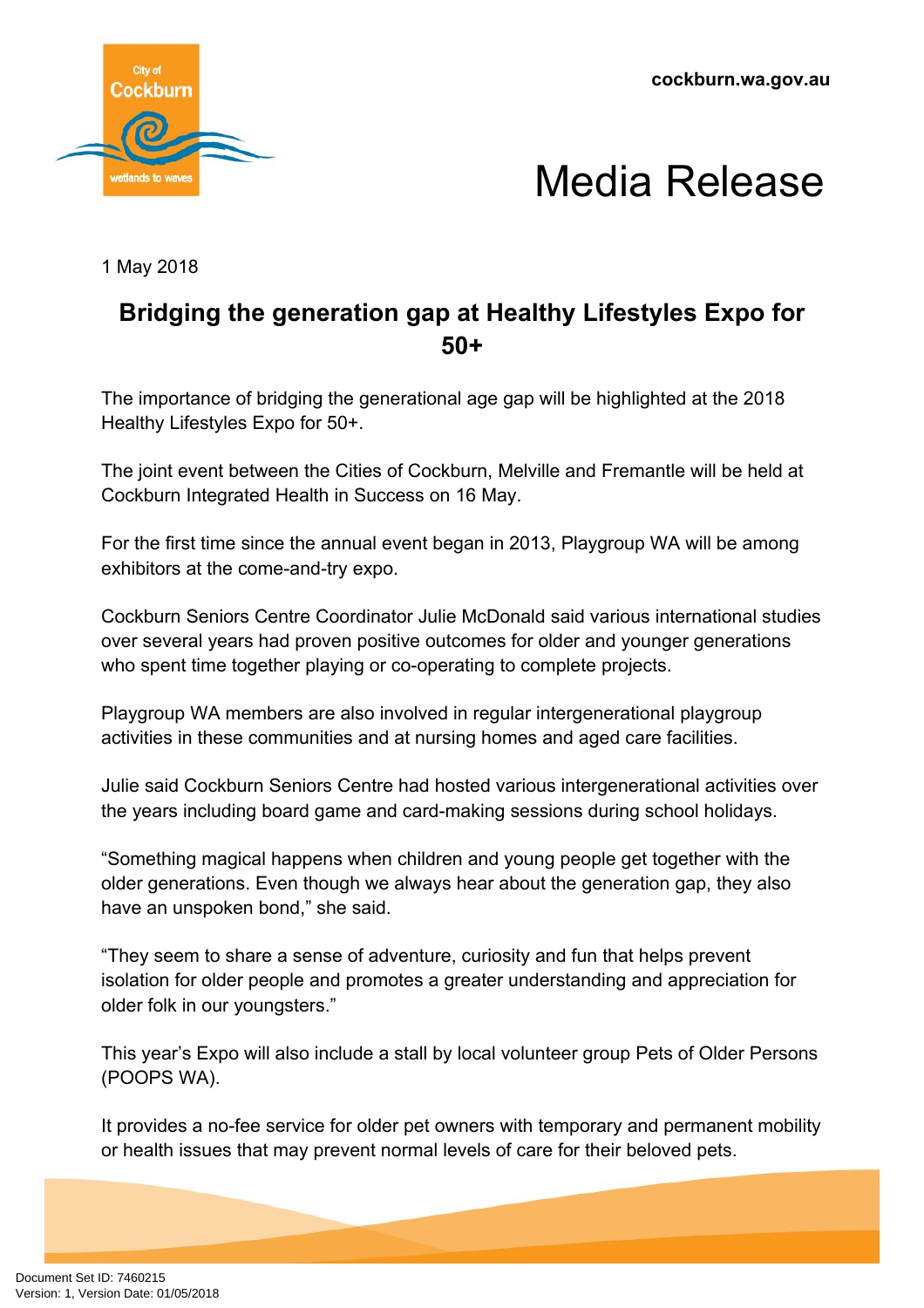cockburn.wa.gov.au

# Media Release

1 May 2018

## Bridging the generation gap at Healthy Lifestyles Expo for 50+

The importance of bridging the generational age gap will be highlighted at the 2018 Healthy Lifestyles Expo for 50+.

The joint event between the Cities of Cockburn, Melville and Fremantle will be held at Cockburn Integrated Health in Success on 16 May.

For the first time since the annual event began in 2013, Playgroup WA will be among exhibitors at the come-and-try expo.

Cockburn Seniors Centre Coordinator Julie McDonald said various international studies over several years had proven positive outcomes for older and younger generations who spent time together playing or co-operating to complete projects.

Playgroup WA members are also involved in regular intergenerational playgroup activities in these communities and at nursing homes and aged care facilities.

Julie said Cockburn Seniors Centre had hosted various intergenerational activities over the years including board game and card-making sessions during school holidays.

"Something magical happens when children and young people get together with the older generations. Even though we always hear about the generation gap, they also have an unspoken bond," she said.

"They seem to share a sense of adventure, curiosity and fun that helps prevent isolation for older people and promotes a greater understanding and appreciation for older folk in our youngsters."

This year's Expo will also include a stall by local volunteer group Pets of Older Persons (POOPS WA).

It provides a no-fee service for older pet owners with temporary and permanent mobility or health issues that may prevent normal levels of care for their beloved pets.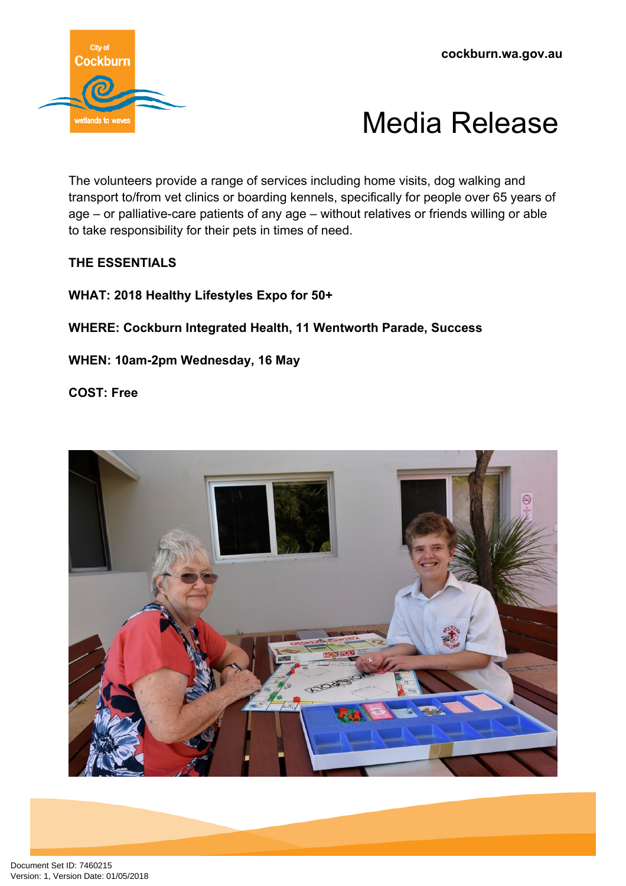The volunteers provide a range of services including home visits, dog walking and transport to/from vet clinics or boarding kennels, specifically for people over 65 years of age – or palliative-care patients of any age – without relatives or friends willing or able to take responsibility for their pets in times of need.

**THE ESSENTIALS**

**WHAT: 2018 Healthy Lifestyles Expo for 50+**

**WHERE: Cockburn Integrated Health, 11 Wentworth Parade, Success**

**WHEN: 10am-2pm Wednesday, 16 May**

**COST: Free**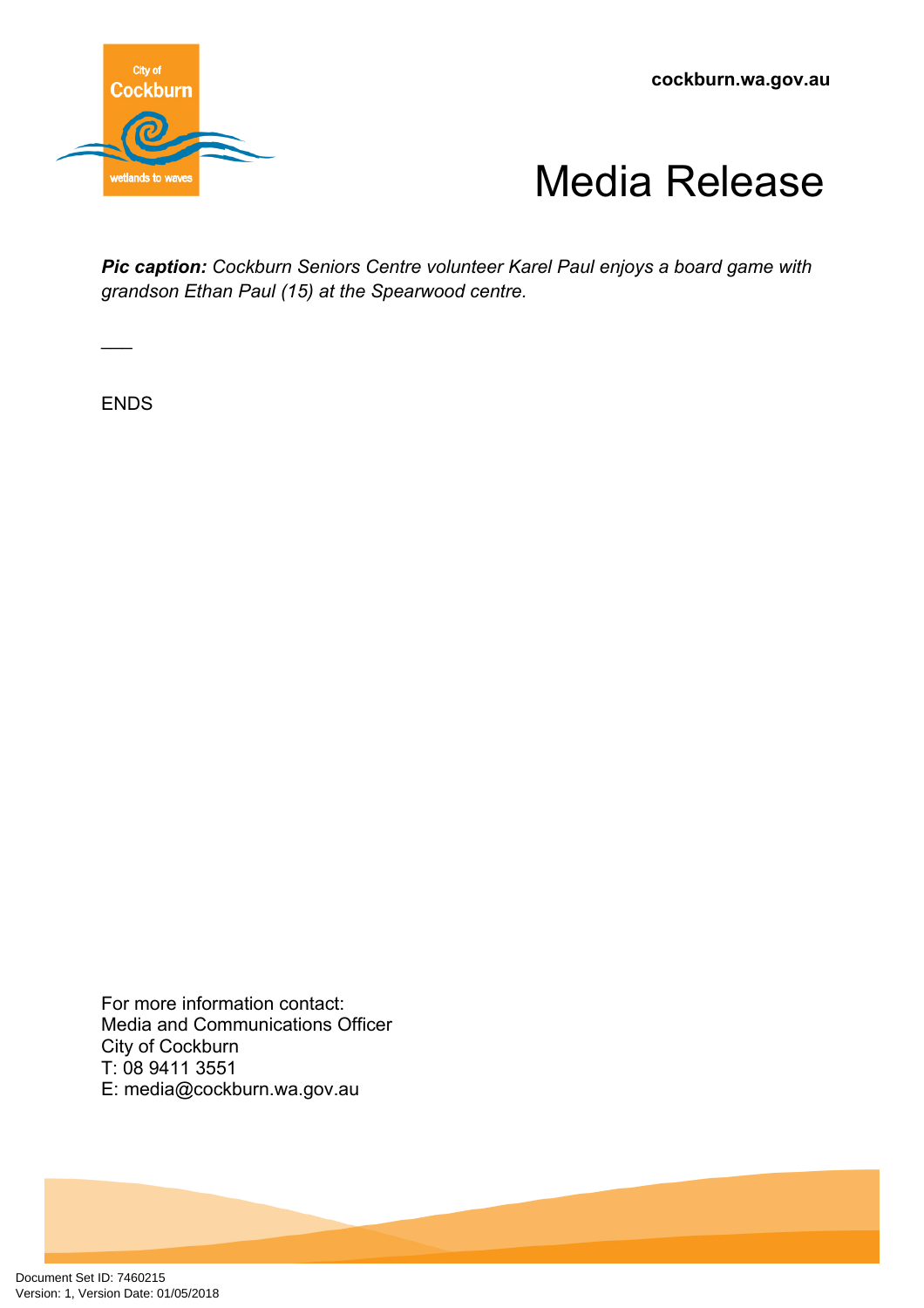***Pic caption:*** *Cockburn Seniors Centre volunteer Karel Paul enjoys a board game with grandson Ethan Paul (15) at the Spearwood centre.*

___

ENDS

For more information contact:
Media and Communications Officer
City of Cockburn
T: 08 9411 3551
E: media@cockburn.wa.gov.au